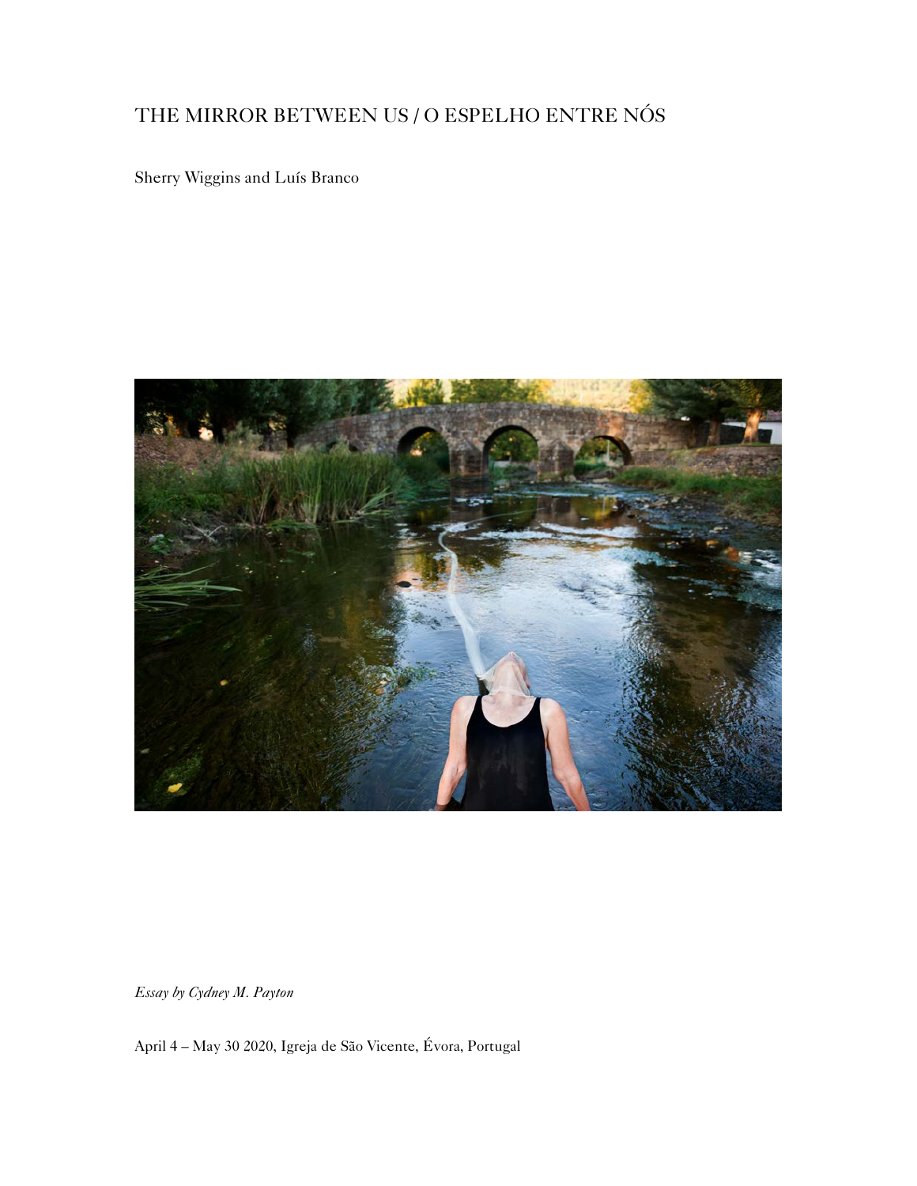# THE MIRROR BETWEEN US / O ESPELHO ENTRE NÓS

Sherry Wiggins and Luís Branco

*Essay by Cydney M. Payton*

April 4 – May 30 2020, Igreja de São Vicente, Évora, Portugal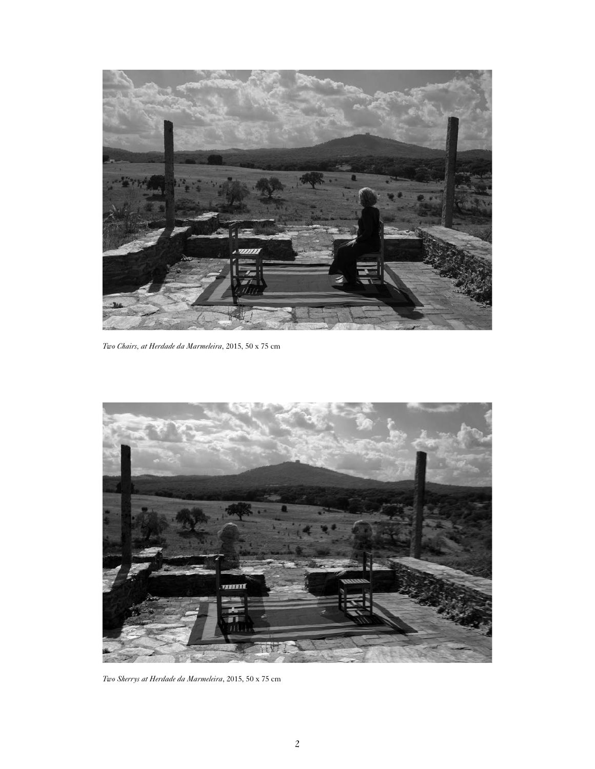*Two Chairs, at Herdade da Marmeleira*, 2015, 50 x 75 cm

*Two Sherrys at Herdade da Marmeleira*, 2015, 50 x 75 cm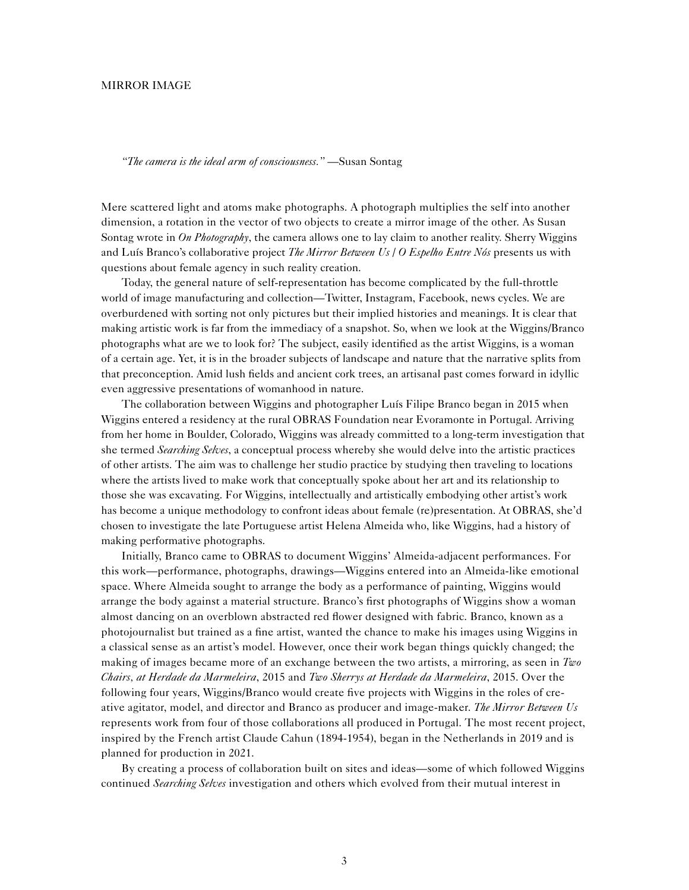MIRROR IMAGE

*"The camera is the ideal arm of consciousness."* —Susan Sontag

Mere scattered light and atoms make photographs. A photograph multiplies the self into another dimension, a rotation in the vector of two objects to create a mirror image of the other. As Susan Sontag wrote in *On Photography*, the camera allows one to lay claim to another reality. Sherry Wiggins and Luís Branco's collaborative project *The Mirror Between Us | O Espelho Entre Nós* presents us with questions about female agency in such reality creation.

Today, the general nature of self-representation has become complicated by the full-throttle world of image manufacturing and collection—Twitter, Instagram, Facebook, news cycles. We are overburdened with sorting not only pictures but their implied histories and meanings. It is clear that making artistic work is far from the immediacy of a snapshot. So, when we look at the Wiggins/Branco photographs what are we to look for? The subject, easily identified as the artist Wiggins, is a woman of a certain age. Yet, it is in the broader subjects of landscape and nature that the narrative splits from that preconception. Amid lush fields and ancient cork trees, an artisanal past comes forward in idyllic even aggressive presentations of womanhood in nature.

The collaboration between Wiggins and photographer Luís Filipe Branco began in 2015 when Wiggins entered a residency at the rural OBRAS Foundation near Evoramonte in Portugal. Arriving from her home in Boulder, Colorado, Wiggins was already committed to a long-term investigation that she termed *Searching Selves*, a conceptual process whereby she would delve into the artistic practices of other artists. The aim was to challenge her studio practice by studying then traveling to locations where the artists lived to make work that conceptually spoke about her art and its relationship to those she was excavating. For Wiggins, intellectually and artistically embodying other artist's work has become a unique methodology to confront ideas about female (re)presentation. At OBRAS, she'd chosen to investigate the late Portuguese artist Helena Almeida who, like Wiggins, had a history of making performative photographs.

Initially, Branco came to OBRAS to document Wiggins' Almeida-adjacent performances. For this work—performance, photographs, drawings—Wiggins entered into an Almeida-like emotional space. Where Almeida sought to arrange the body as a performance of painting, Wiggins would arrange the body against a material structure. Branco's first photographs of Wiggins show a woman almost dancing on an overblown abstracted red flower designed with fabric. Branco, known as a photojournalist but trained as a fine artist, wanted the chance to make his images using Wiggins in a classical sense as an artist's model. However, once their work began things quickly changed; the making of images became more of an exchange between the two artists, a mirroring, as seen in *Two Chairs, at Herdade da Marmeleira*, 2015 and *Two Sherrys at Herdade da Marmeleira*, 2015. Over the following four years, Wiggins/Branco would create five projects with Wiggins in the roles of creative agitator, model, and director and Branco as producer and image-maker. *The Mirror Between Us* represents work from four of those collaborations all produced in Portugal. The most recent project, inspired by the French artist Claude Cahun (1894-1954), began in the Netherlands in 2019 and is planned for production in 2021.

By creating a process of collaboration built on sites and ideas—some of which followed Wiggins continued *Searching Selves* investigation and others which evolved from their mutual interest in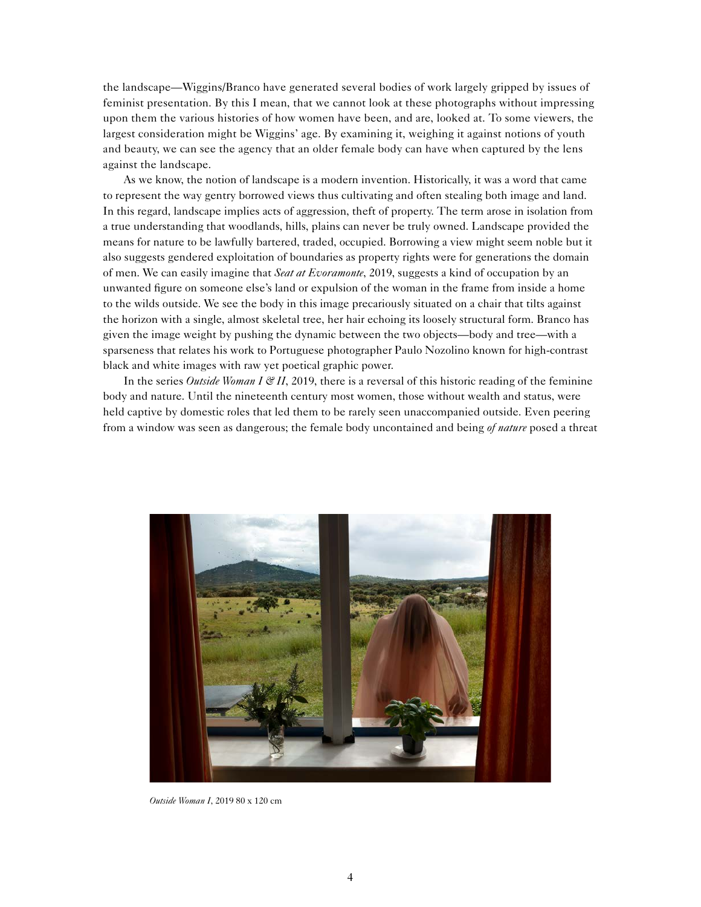the landscape—Wiggins/Branco have generated several bodies of work largely gripped by issues of feminist presentation. By this I mean, that we cannot look at these photographs without impressing upon them the various histories of how women have been, and are, looked at. To some viewers, the largest consideration might be Wiggins' age. By examining it, weighing it against notions of youth and beauty, we can see the agency that an older female body can have when captured by the lens against the landscape.

As we know, the notion of landscape is a modern invention. Historically, it was a word that came to represent the way gentry borrowed views thus cultivating and often stealing both image and land. In this regard, landscape implies acts of aggression, theft of property. The term arose in isolation from a true understanding that woodlands, hills, plains can never be truly owned. Landscape provided the means for nature to be lawfully bartered, traded, occupied. Borrowing a view might seem noble but it also suggests gendered exploitation of boundaries as property rights were for generations the domain of men. We can easily imagine that *Seat at Evoramonte*, 2019, suggests a kind of occupation by an unwanted figure on someone else's land or expulsion of the woman in the frame from inside a home to the wilds outside. We see the body in this image precariously situated on a chair that tilts against the horizon with a single, almost skeletal tree, her hair echoing its loosely structural form. Branco has given the image weight by pushing the dynamic between the two objects—body and tree—with a sparseness that relates his work to Portuguese photographer Paulo Nozolino known for high-contrast black and white images with raw yet poetical graphic power.

In the series *Outside Woman I & II*, 2019, there is a reversal of this historic reading of the feminine body and nature. Until the nineteenth century most women, those without wealth and status, were held captive by domestic roles that led them to be rarely seen unaccompanied outside. Even peering from a window was seen as dangerous; the female body uncontained and being *of nature* posed a threat

*Outside Woman I*, 2019 80 x 120 cm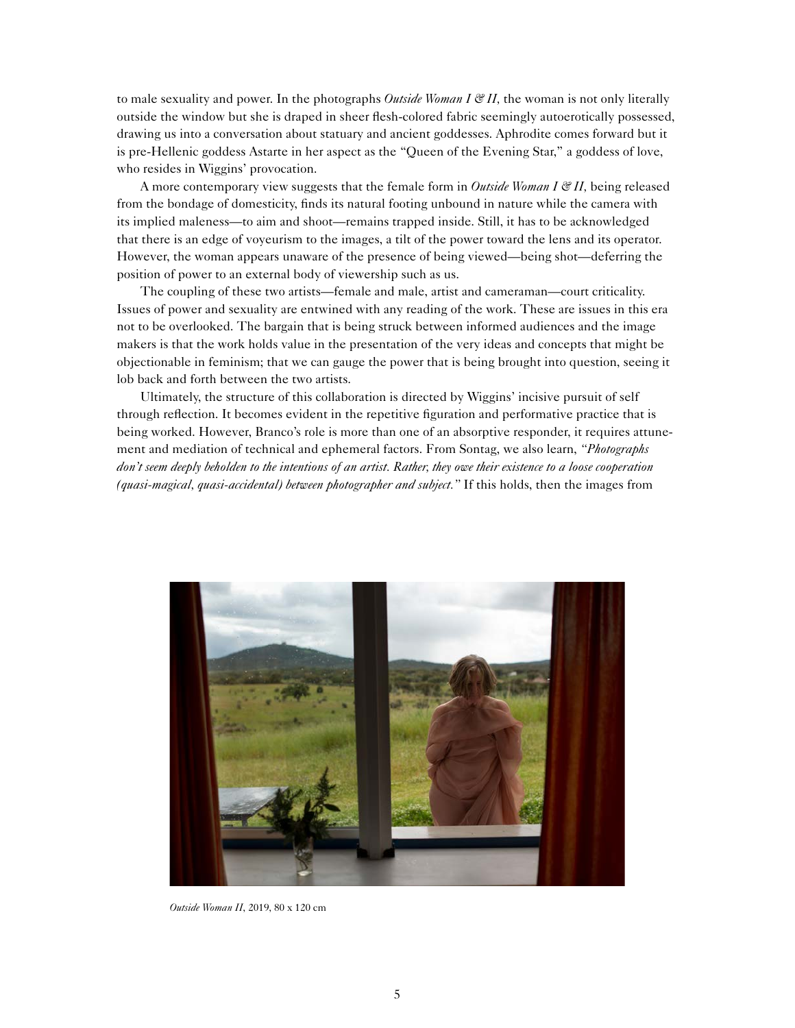to male sexuality and power. In the photographs *Outside Woman I & II*, the woman is not only literally outside the window but she is draped in sheer flesh-colored fabric seemingly autoerotically possessed, drawing us into a conversation about statuary and ancient goddesses. Aphrodite comes forward but it is pre-Hellenic goddess Astarte in her aspect as the "Queen of the Evening Star," a goddess of love, who resides in Wiggins' provocation.

A more contemporary view suggests that the female form in *Outside Woman I & II*, being released from the bondage of domesticity, finds its natural footing unbound in nature while the camera with its implied maleness—to aim and shoot—remains trapped inside. Still, it has to be acknowledged that there is an edge of voyeurism to the images, a tilt of the power toward the lens and its operator. However, the woman appears unaware of the presence of being viewed—being shot—deferring the position of power to an external body of viewership such as us.

The coupling of these two artists—female and male, artist and cameraman—court criticality. Issues of power and sexuality are entwined with any reading of the work. These are issues in this era not to be overlooked. The bargain that is being struck between informed audiences and the image makers is that the work holds value in the presentation of the very ideas and concepts that might be objectionable in feminism; that we can gauge the power that is being brought into question, seeing it lob back and forth between the two artists.

Ultimately, the structure of this collaboration is directed by Wiggins' incisive pursuit of self through reflection. It becomes evident in the repetitive figuration and performative practice that is being worked. However, Branco's role is more than one of an absorptive responder, it requires attunement and mediation of technical and ephemeral factors. From Sontag, we also learn, *"Photographs don't seem deeply beholden to the intentions of an artist. Rather, they owe their existence to a loose cooperation (quasi-magical, quasi-accidental) between photographer and subject."* If this holds, then the images from

*Outside Woman II*, 2019, 80 x 120 cm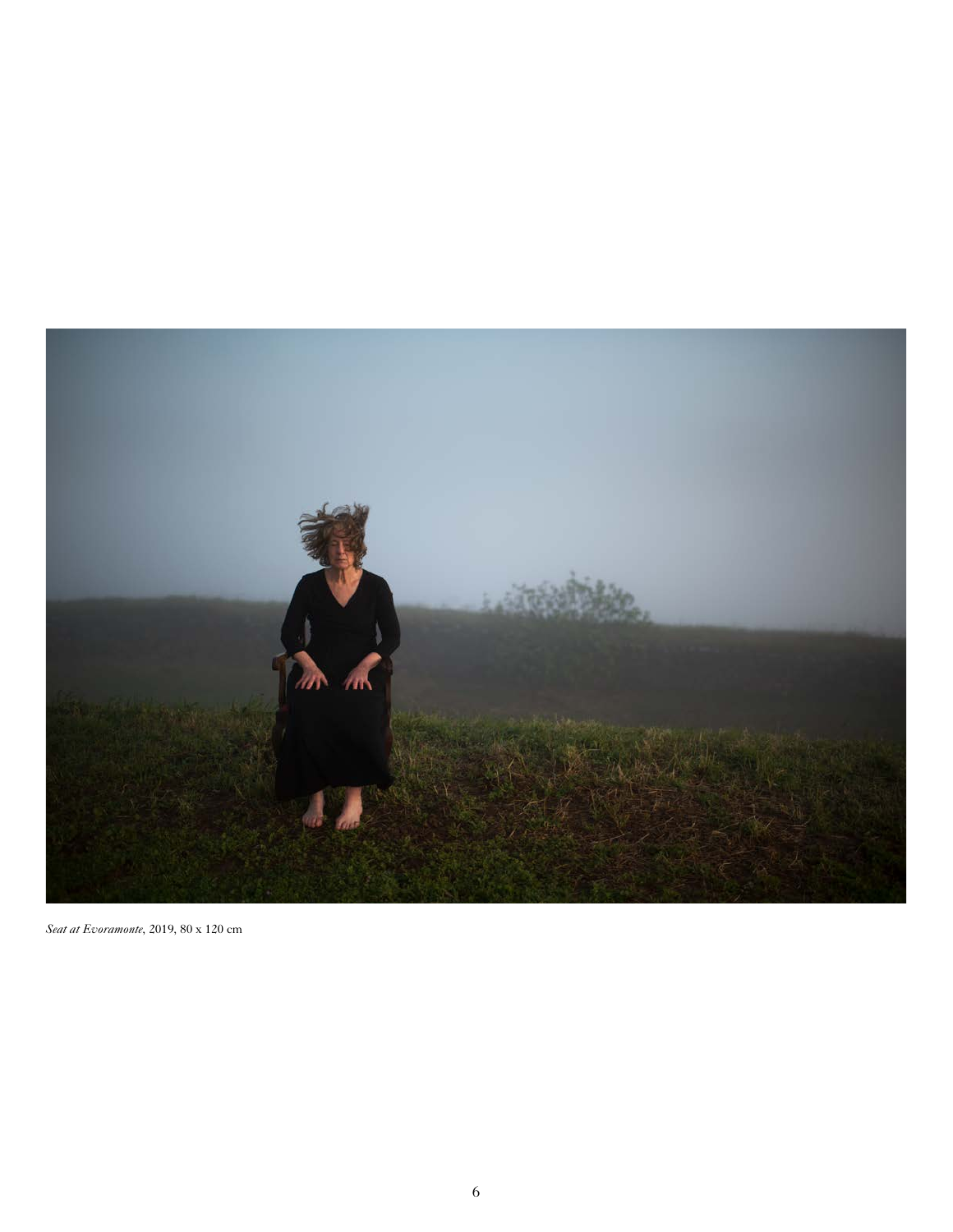*Seat at Evoramonte*, 2019, 80 x 120 cm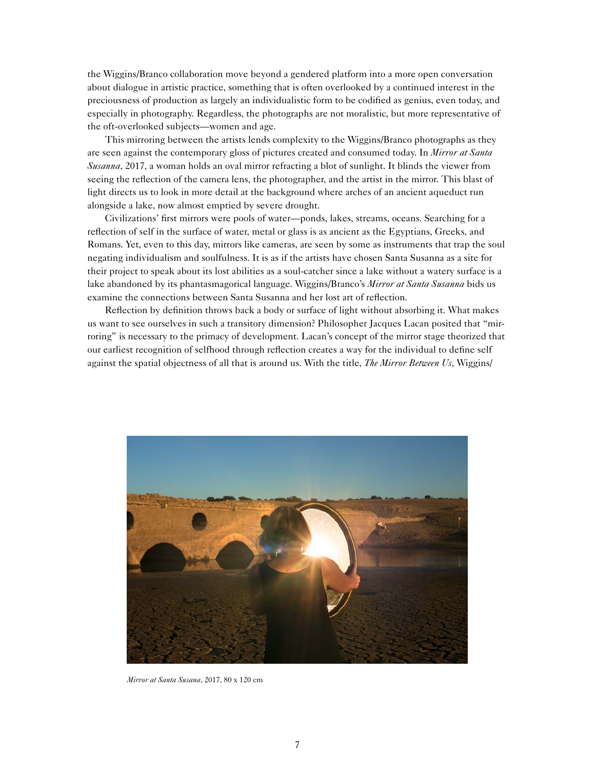the Wiggins/Branco collaboration move beyond a gendered platform into a more open conversation about dialogue in artistic practice, something that is often overlooked by a continued interest in the preciousness of production as largely an individualistic form to be codified as genius, even today, and especially in photography. Regardless, the photographs are not moralistic, but more representative of the oft-overlooked subjects—women and age.

This mirroring between the artists lends complexity to the Wiggins/Branco photographs as they are seen against the contemporary gloss of pictures created and consumed today. In *Mirror at Santa Susanna*, 2017, a woman holds an oval mirror refracting a blot of sunlight. It blinds the viewer from seeing the reflection of the camera lens, the photographer, and the artist in the mirror. This blast of light directs us to look in more detail at the background where arches of an ancient aqueduct run alongside a lake, now almost emptied by severe drought.

Civilizations' first mirrors were pools of water—ponds, lakes, streams, oceans. Searching for a reflection of self in the surface of water, metal or glass is as ancient as the Egyptians, Greeks, and Romans. Yet, even to this day, mirrors like cameras, are seen by some as instruments that trap the soul negating individualism and soulfulness. It is as if the artists have chosen Santa Susanna as a site for their project to speak about its lost abilities as a soul-catcher since a lake without a watery surface is a lake abandoned by its phantasmagorical language. Wiggins/Branco's *Mirror at Santa Susanna* bids us examine the connections between Santa Susanna and her lost art of reflection.

Reflection by definition throws back a body or surface of light without absorbing it. What makes us want to see ourselves in such a transitory dimension? Philosopher Jacques Lacan posited that "mirroring" is necessary to the primacy of development. Lacan's concept of the mirror stage theorized that our earliest recognition of selfhood through reflection creates a way for the individual to define self against the spatial objectness of all that is around us. With the title, *The Mirror Between Us*, Wiggins/

*Mirror at Santa Susana*, 2017, 80 x 120 cm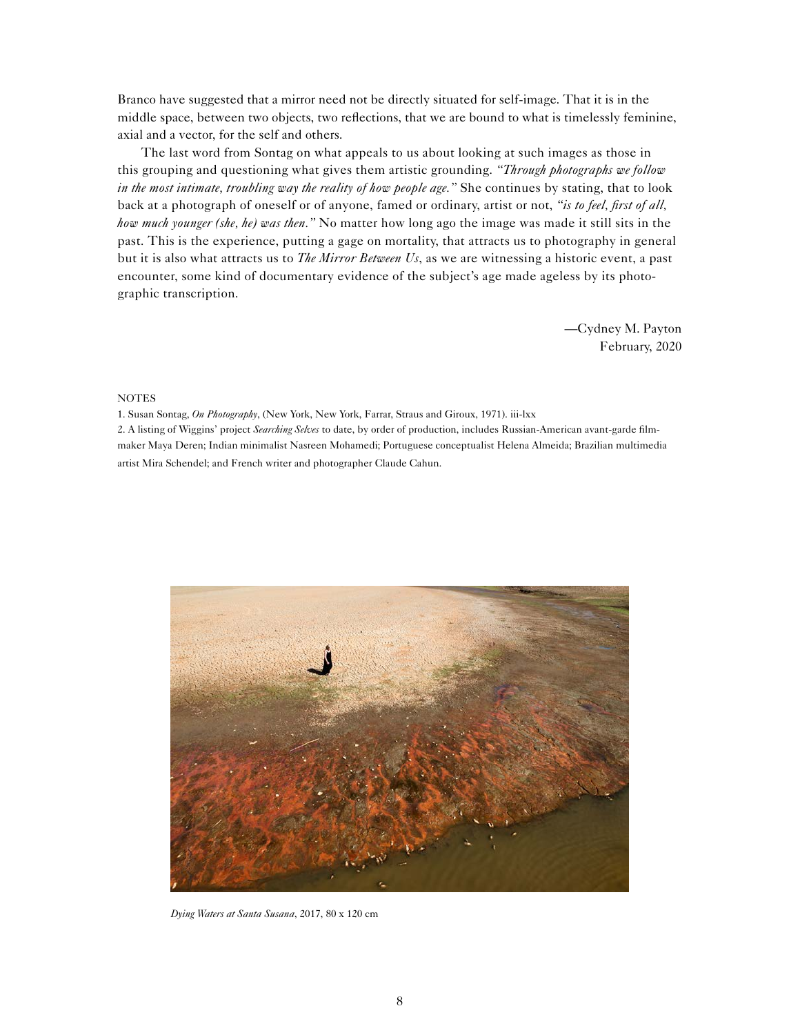Branco have suggested that a mirror need not be directly situated for self-image. That it is in the middle space, between two objects, two reflections, that we are bound to what is timelessly feminine, axial and a vector, for the self and others.

The last word from Sontag on what appeals to us about looking at such images as those in this grouping and questioning what gives them artistic grounding. *"Through photographs we follow in the most intimate, troubling way the reality of how people age."* She continues by stating, that to look back at a photograph of oneself or of anyone, famed or ordinary, artist or not, *"is to feel, first of all, how much younger (she, he) was then."* No matter how long ago the image was made it still sits in the past. This is the experience, putting a gage on mortality, that attracts us to photography in general but it is also what attracts us to *The Mirror Between Us*, as we are witnessing a historic event, a past encounter, some kind of documentary evidence of the subject's age made ageless by its photographic transcription.

—Cydney M. Payton
February, 2020

NOTES

1. Susan Sontag, *On Photography*, (New York, New York, Farrar, Straus and Giroux, 1971). iii-lxx

2. A listing of Wiggins' project *Searching Selves* to date, by order of production, includes Russian-American avant-garde filmmaker Maya Deren; Indian minimalist Nasreen Mohamedi; Portuguese conceptualist Helena Almeida; Brazilian multimedia artist Mira Schendel; and French writer and photographer Claude Cahun.

*Dying Waters at Santa Susana*, 2017, 80 x 120 cm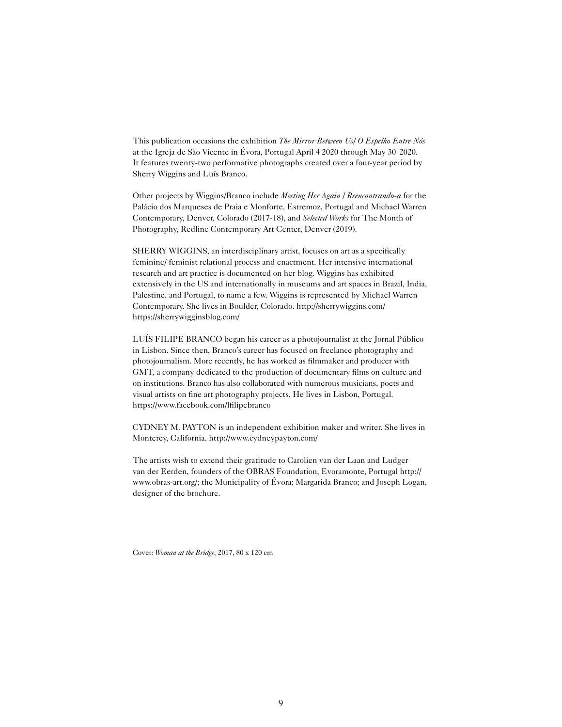This publication occasions the exhibition *The Mirror Between Us/ O Espelho Entre Nós* at the Igreja de São Vicente in Évora, Portugal April 4 2020 through May 30 2020. It features twenty-two performative photographs created over a four-year period by Sherry Wiggins and Luís Branco.

Other projects by Wiggins/Branco include *Meeting Her Again / Reencontrando-a* for the Palácio dos Marqueses de Praia e Monforte, Estremoz, Portugal and Michael Warren Contemporary, Denver, Colorado (2017-18), and *Selected Works* for The Month of Photography, Redline Contemporary Art Center, Denver (2019).

SHERRY WIGGINS, an interdisciplinary artist, focuses on art as a specifically feminine/ feminist relational process and enactment. Her intensive international research and art practice is documented on her blog. Wiggins has exhibited extensively in the US and internationally in museums and art spaces in Brazil, India, Palestine, and Portugal, to name a few. Wiggins is represented by Michael Warren Contemporary. She lives in Boulder, Colorado. http://sherrywiggins.com/ https://sherrywigginsblog.com/

LUÍS FILIPE BRANCO began his career as a photojournalist at the Jornal Público in Lisbon. Since then, Branco's career has focused on freelance photography and photojournalism. More recently, he has worked as filmmaker and producer with GMT, a company dedicated to the production of documentary films on culture and on institutions. Branco has also collaborated with numerous musicians, poets and visual artists on fine art photography projects. He lives in Lisbon, Portugal. https://www.facebook.com/lfilipebranco

CYDNEY M. PAYTON is an independent exhibition maker and writer. She lives in Monterey, California. http://www.cydneypayton.com/

The artists wish to extend their gratitude to Carolien van der Laan and Ludger van der Eerden, founders of the OBRAS Foundation, Evoramonte, Portugal http://www.obras-art.org/; the Municipality of Évora; Margarida Branco; and Joseph Logan, designer of the brochure.

Cover: *Woman at the Bridge*, 2017, 80 x 120 cm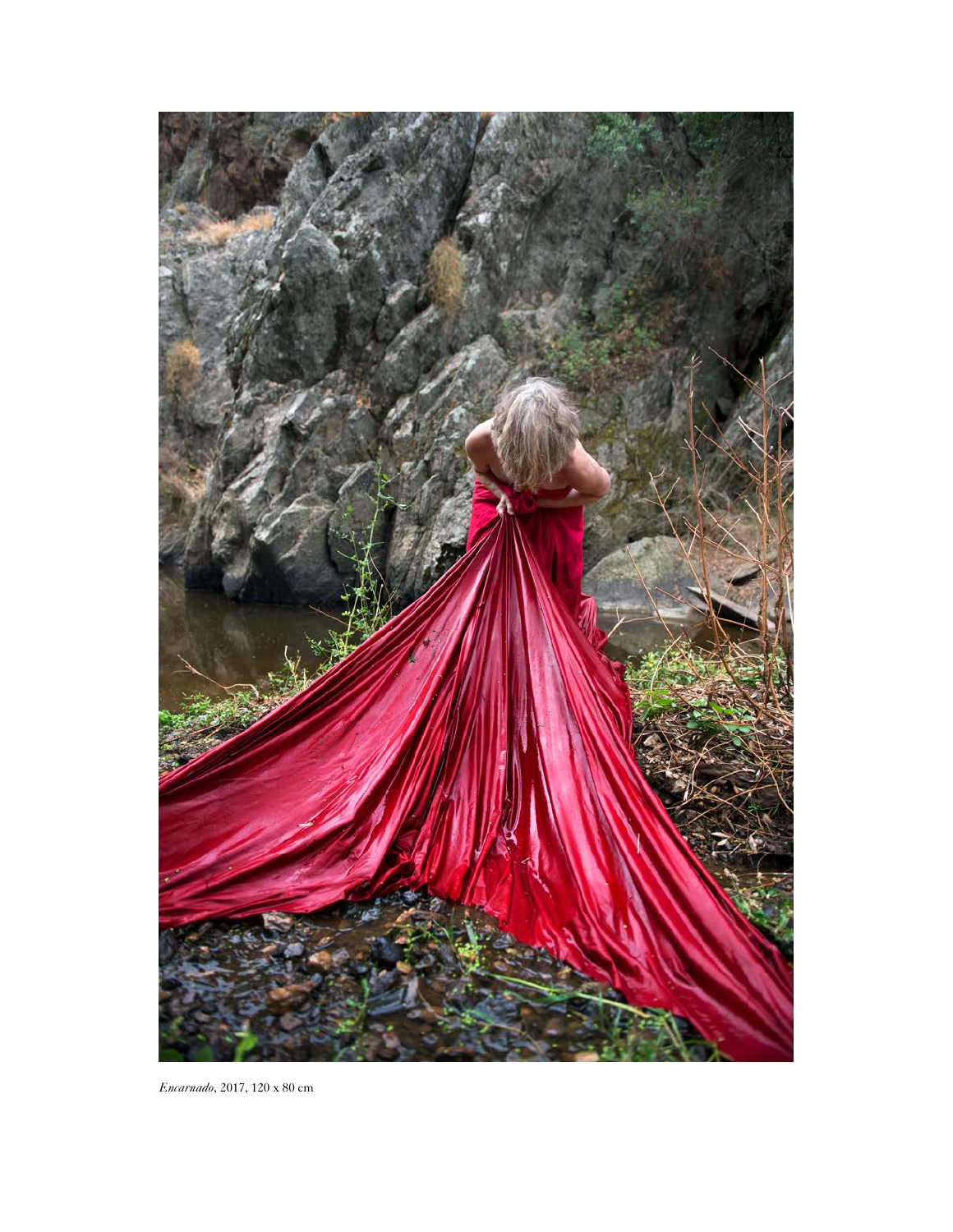*Encarnado*, 2017, 120 x 80 cm